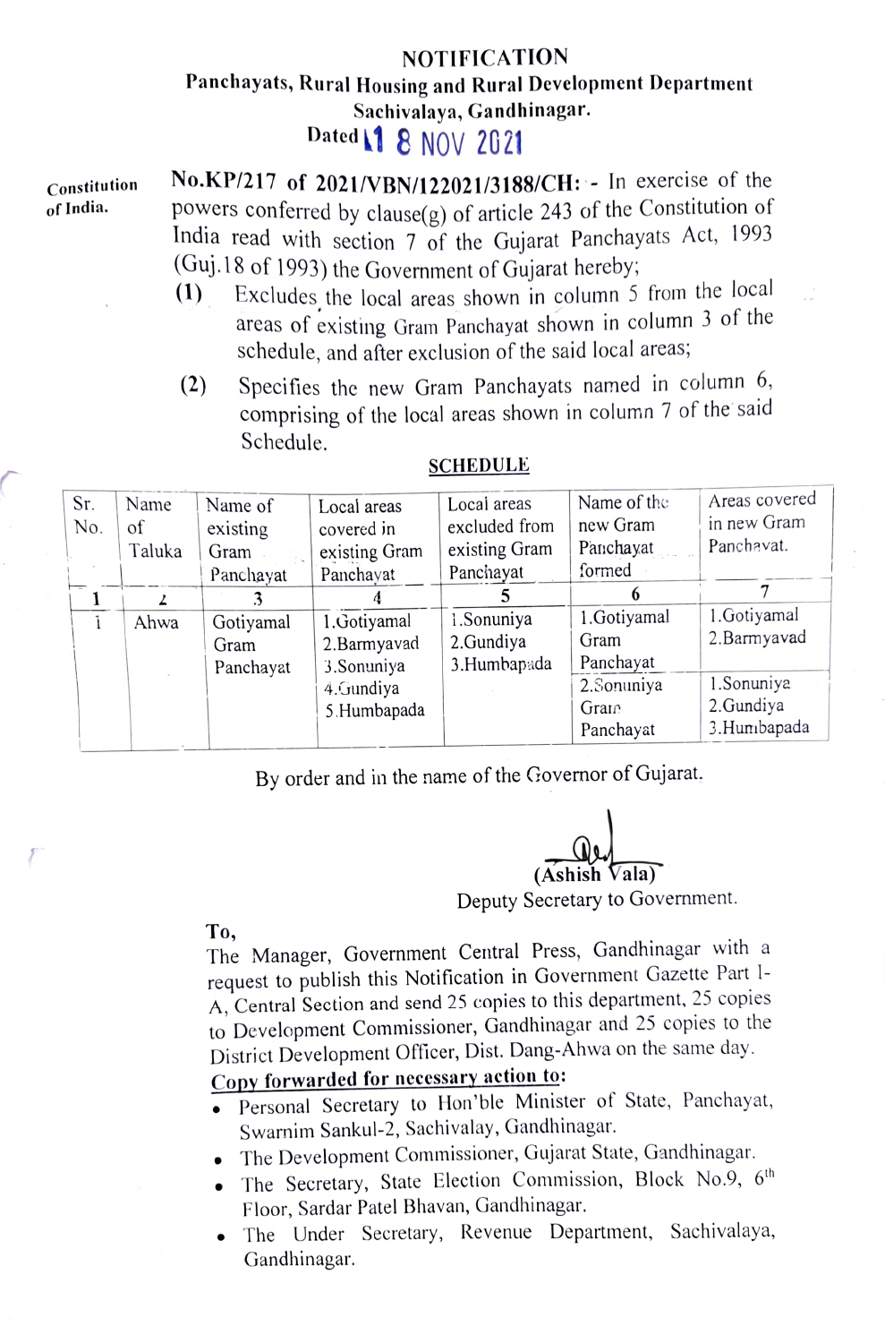# NOTIFICATION

**Panchayats, Rural Housing and Rural Development Department**
**Sachivalaya, Gandhinagar.**
**Dated** 18 NOV 2021

**Constitution of India.**

**No.KP/217 of 2021/VBN/122021/3188/CH:** - In exercise of the powers conferred by clause(g) of article 243 of the Constitution of India read with section 7 of the Gujarat Panchayats Act, 1993 (Guj.18 of 1993) the Government of Gujarat hereby;

(1) Excludes the local areas shown in column 5 from the local areas of existing Gram Panchayat shown in column 3 of the schedule, and after exclusion of the said local areas;

(2) Specifies the new Gram Panchayats named in column 6, comprising of the local areas shown in column 7 of the said Schedule.

**SCHEDULE**

| Sr. No. | Name of Taluka | Name of existing Gram Panchayat | Local areas covered in existing Gram Panchayat | Local areas excluded from existing Gram Panchayat | Name of the new Gram Panchayat formed | Areas covered in new Gram Panchavat. |
|---|---|---|---|---|---|---|
| 1 | 2 | 3 | 4 | 5 | 6 | 7 |
| 1 | Ahwa | Gotiyamal Gram Panchayat | 1.Gotiyamal<br>2.Barmyavad<br>3.Sonuniya<br>4.Gundiya<br>5.Humbapada | 1.Sonuniya<br>2.Gundiya<br>3.Humbapada | 1.Gotiyamal Gram Panchayat | 1.Gotiyamal<br>2.Barmyavad |
| | | | | | 2.Sonuniya Gram Panchayat | 1.Sonuniya<br>2.Gundiya<br>3.Humbapada |

By order and in the name of the Governor of Gujarat.

(Ashish Vala)
Deputy Secretary to Government.

To,
The Manager, Government Central Press, Gandhinagar with a request to publish this Notification in Government Gazette Part I-A, Central Section and send 25 copies to this department, 25 copies to Development Commissioner, Gandhinagar and 25 copies to the District Development Officer, Dist. Dang-Ahwa on the same day.

**Copy forwarded for necessary action to:**

- Personal Secretary to Hon'ble Minister of State, Panchayat, Swarnim Sankul-2, Sachivalay, Gandhinagar.
- The Development Commissioner, Gujarat State, Gandhinagar.
- The Secretary, State Election Commission, Block No.9, 6th Floor, Sardar Patel Bhavan, Gandhinagar.
- The Under Secretary, Revenue Department, Sachivalaya, Gandhinagar.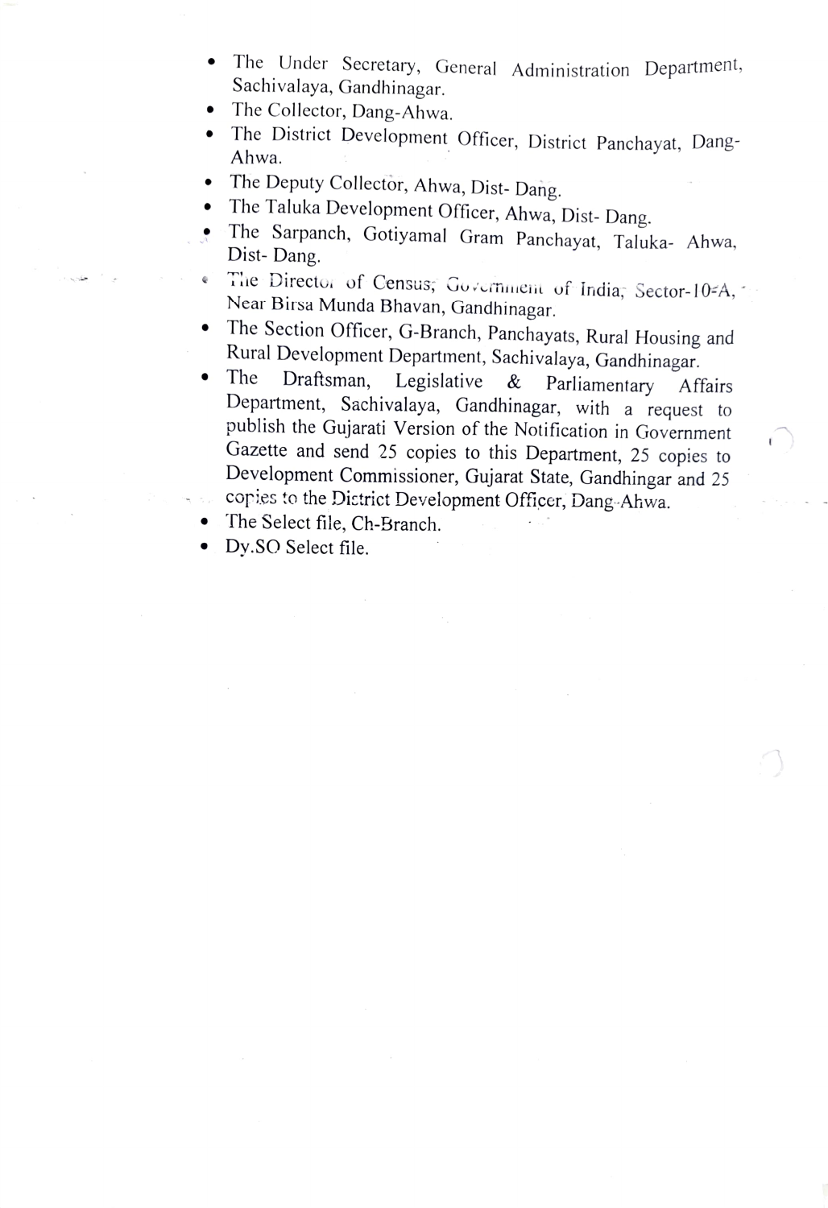- The Under Secretary, General Administration Department, Sachivalaya, Gandhinagar.
- The Collector, Dang-Ahwa.
- The District Development Officer, District Panchayat, Dang-Ahwa.
- The Deputy Collector, Ahwa, Dist- Dang.
- The Taluka Development Officer, Ahwa, Dist- Dang.
- The Sarpanch, Gotiyamal Gram Panchayat, Taluka- Ahwa, Dist- Dang.
- The Director of Census, Government of India, Sector-10-A, Near Birsa Munda Bhavan, Gandhinagar.
- The Section Officer, G-Branch, Panchayats, Rural Housing and Rural Development Department, Sachivalaya, Gandhinagar.
- The Draftsman, Legislative & Parliamentary Affairs Department, Sachivalaya, Gandhinagar, with a request to publish the Gujarati Version of the Notification in Government Gazette and send 25 copies to this Department, 25 copies to Development Commissioner, Gujarat State, Gandhingar and 25 copies to the District Development Officer, Dang-Ahwa.
- The Select file, Ch-Branch.
- Dy.SO Select file.